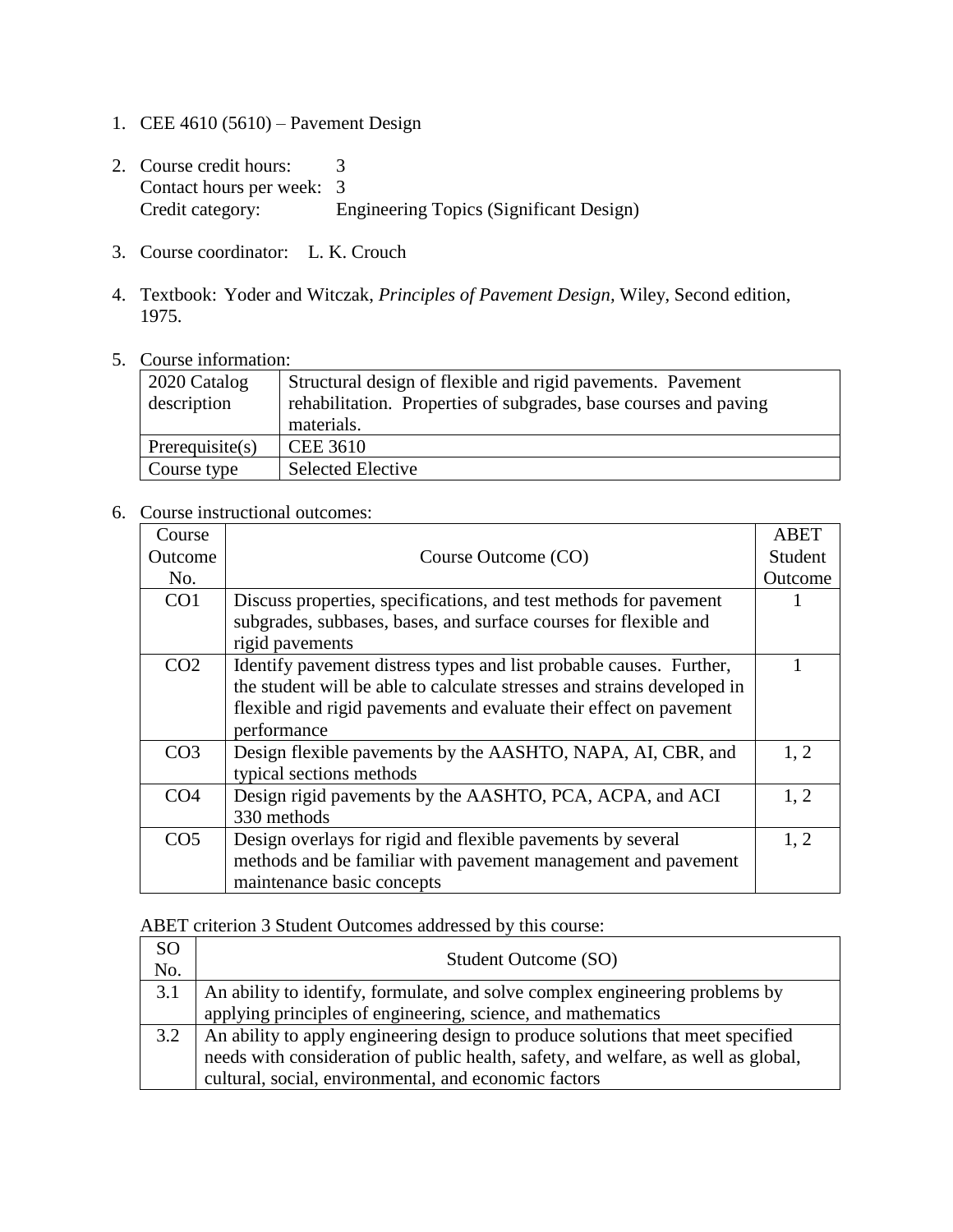1. CEE 4610 (5610) – Pavement Design

2. Course credit hours: 3
   Contact hours per week: 3
   Credit category: Engineering Topics (Significant Design)

3. Course coordinator: L. K. Crouch

4. Textbook: Yoder and Witczak, *Principles of Pavement Design,* Wiley, Second edition, 1975.

5. Course information:

| 2020 Catalog description | Structural design of flexible and rigid pavements. Pavement rehabilitation. Properties of subgrades, base courses and paving materials. |
|---|---|
| Prerequisite(s) | CEE 3610 |
| Course type | Selected Elective |

6. Course instructional outcomes:

| Course Outcome No. | Course Outcome (CO) | ABET Student Outcome |
|---|---|---|
| CO1 | Discuss properties, specifications, and test methods for pavement subgrades, subbases, bases, and surface courses for flexible and rigid pavements | 1 |
| CO2 | Identify pavement distress types and list probable causes. Further, the student will be able to calculate stresses and strains developed in flexible and rigid pavements and evaluate their effect on pavement performance | 1 |
| CO3 | Design flexible pavements by the AASHTO, NAPA, AI, CBR, and typical sections methods | 1, 2 |
| CO4 | Design rigid pavements by the AASHTO, PCA, ACPA, and ACI 330 methods | 1, 2 |
| CO5 | Design overlays for rigid and flexible pavements by several methods and be familiar with pavement management and pavement maintenance basic concepts | 1, 2 |

ABET criterion 3 Student Outcomes addressed by this course:

| SO No. | Student Outcome (SO) |
|---|---|
| 3.1 | An ability to identify, formulate, and solve complex engineering problems by applying principles of engineering, science, and mathematics |
| 3.2 | An ability to apply engineering design to produce solutions that meet specified needs with consideration of public health, safety, and welfare, as well as global, cultural, social, environmental, and economic factors |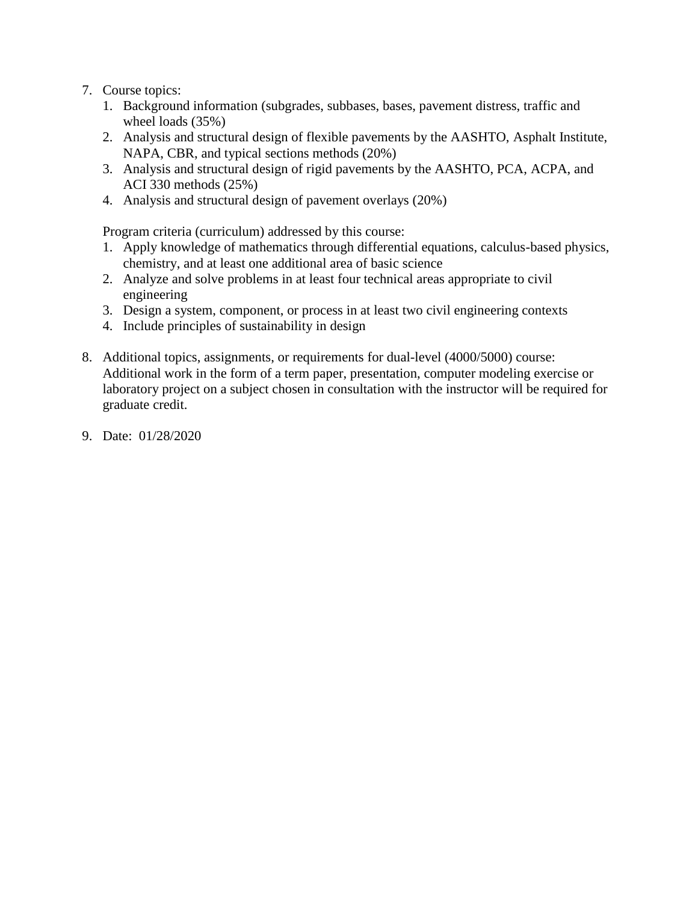7. Course topics:
    1. Background information (subgrades, subbases, bases, pavement distress, traffic and wheel loads (35%)
    2. Analysis and structural design of flexible pavements by the AASHTO, Asphalt Institute, NAPA, CBR, and typical sections methods (20%)
    3. Analysis and structural design of rigid pavements by the AASHTO, PCA, ACPA, and ACI 330 methods (25%)
    4. Analysis and structural design of pavement overlays (20%)

    Program criteria (curriculum) addressed by this course:
    1. Apply knowledge of mathematics through differential equations, calculus-based physics, chemistry, and at least one additional area of basic science
    2. Analyze and solve problems in at least four technical areas appropriate to civil engineering
    3. Design a system, component, or process in at least two civil engineering contexts
    4. Include principles of sustainability in design

8. Additional topics, assignments, or requirements for dual-level (4000/5000) course: Additional work in the form of a term paper, presentation, computer modeling exercise or laboratory project on a subject chosen in consultation with the instructor will be required for graduate credit.

9. Date: 01/28/2020